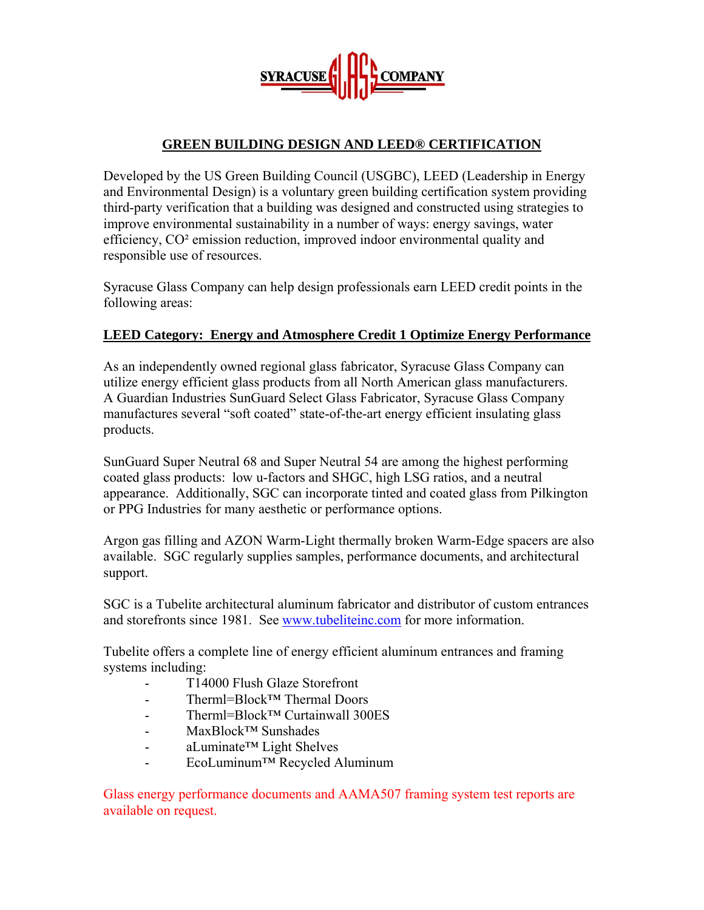SYRACUSE GLASS COMPANY

## GREEN BUILDING DESIGN AND LEED® CERTIFICATION

Developed by the US Green Building Council (USGBC), LEED (Leadership in Energy and Environmental Design) is a voluntary green building certification system providing third-party verification that a building was designed and constructed using strategies to improve environmental sustainability in a number of ways: energy savings, water efficiency, $CO^2$ emission reduction, improved indoor environmental quality and responsible use of resources.

Syracuse Glass Company can help design professionals earn LEED credit points in the following areas:

### LEED Category: Energy and Atmosphere Credit 1 Optimize Energy Performance

As an independently owned regional glass fabricator, Syracuse Glass Company can utilize energy efficient glass products from all North American glass manufacturers. A Guardian Industries SunGuard Select Glass Fabricator, Syracuse Glass Company manufactures several "soft coated" state-of-the-art energy efficient insulating glass products.

SunGuard Super Neutral 68 and Super Neutral 54 are among the highest performing coated glass products: low u-factors and SHGC, high LSG ratios, and a neutral appearance. Additionally, SGC can incorporate tinted and coated glass from Pilkington or PPG Industries for many aesthetic or performance options.

Argon gas filling and AZON Warm-Light thermally broken Warm-Edge spacers are also available. SGC regularly supplies samples, performance documents, and architectural support.

SGC is a Tubelite architectural aluminum fabricator and distributor of custom entrances and storefronts since 1981. See [www.tubeliteinc.com](http://www.tubeliteinc.com) for more information.

Tubelite offers a complete line of energy efficient aluminum entrances and framing systems including:

- T14000 Flush Glaze Storefront
- Therml=Block™ Thermal Doors
- Therml=Block™ Curtainwall 300ES
- MaxBlock™ Sunshades
- aLuminate™ Light Shelves
- EcoLuminum™ Recycled Aluminum

Glass energy performance documents and AAMA507 framing system test reports are available on request.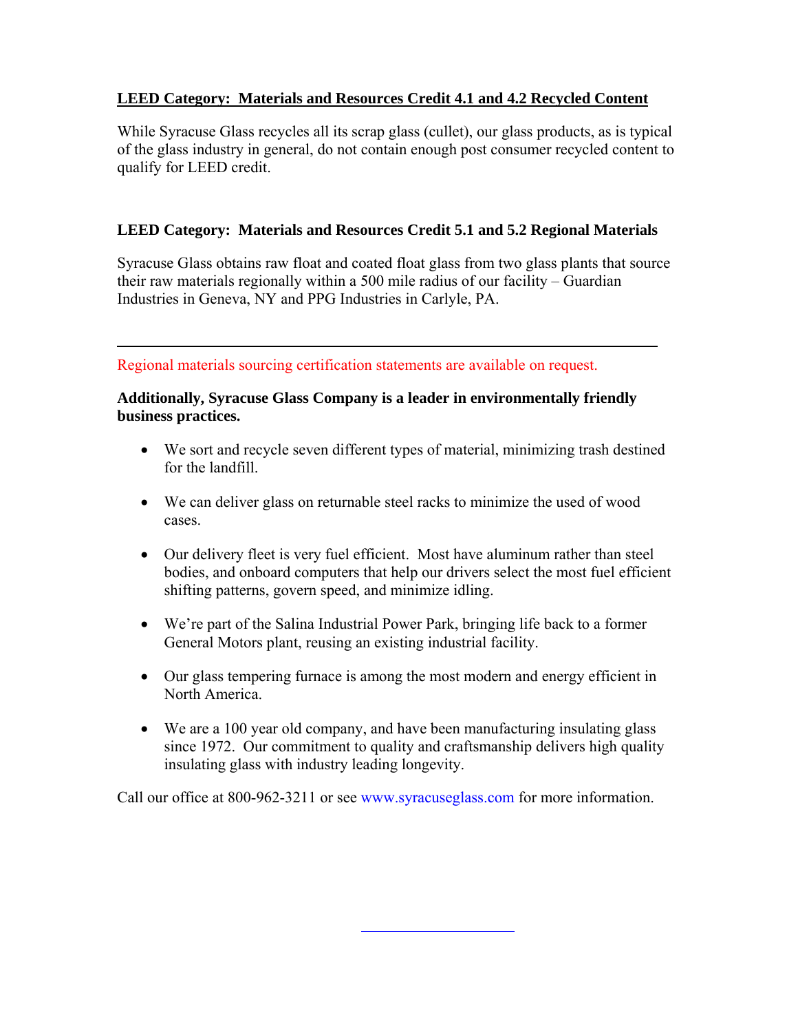## LEED Category: Materials and Resources Credit 4.1 and 4.2 Recycled Content

While Syracuse Glass recycles all its scrap glass (cullet), our glass products, as is typical of the glass industry in general, do not contain enough post consumer recycled content to qualify for LEED credit.

## LEED Category: Materials and Resources Credit 5.1 and 5.2 Regional Materials

Syracuse Glass obtains raw float and coated float glass from two glass plants that source their raw materials regionally within a 500 mile radius of our facility – Guardian Industries in Geneva, NY and PPG Industries in Carlyle, PA.

---

Regional materials sourcing certification statements are available on request.

**Additionally, Syracuse Glass Company is a leader in environmentally friendly business practices.**

- We sort and recycle seven different types of material, minimizing trash destined for the landfill.
- We can deliver glass on returnable steel racks to minimize the used of wood cases.
- Our delivery fleet is very fuel efficient. Most have aluminum rather than steel bodies, and onboard computers that help our drivers select the most fuel efficient shifting patterns, govern speed, and minimize idling.
- We're part of the Salina Industrial Power Park, bringing life back to a former General Motors plant, reusing an existing industrial facility.
- Our glass tempering furnace is among the most modern and energy efficient in North America.
- We are a 100 year old company, and have been manufacturing insulating glass since 1972. Our commitment to quality and craftsmanship delivers high quality insulating glass with industry leading longevity.

Call our office at 800-962-3211 or see www.syracuseglass.com for more information.